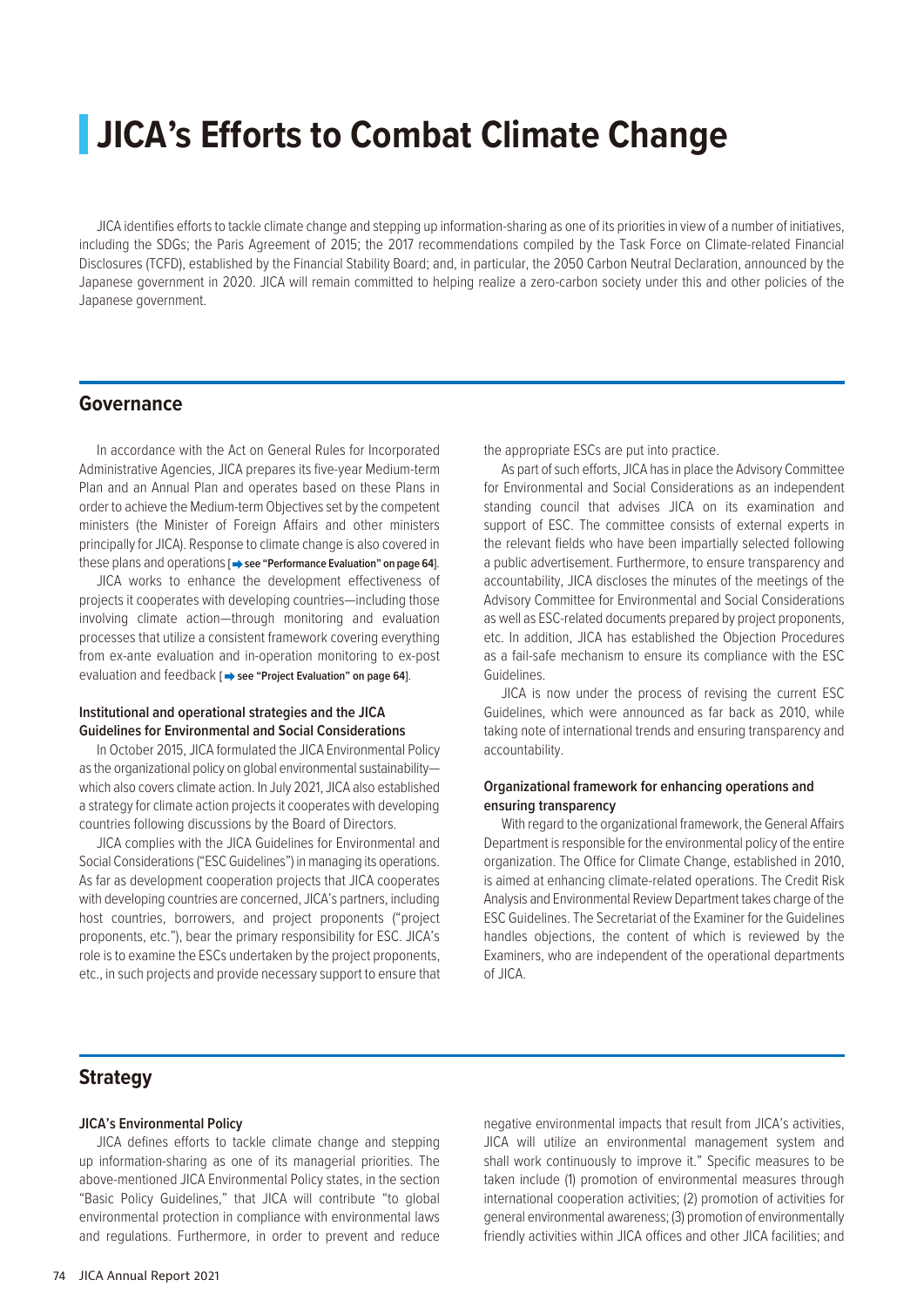# JICA's Efforts to Combat Climate Change

JICA identifies efforts to tackle climate change and stepping up information-sharing as one of its priorities in view of a number of initiatives, including the SDGs; the Paris Agreement of 2015; the 2017 recommendations compiled by the Task Force on Climate-related Financial Disclosures (TCFD), established by the Financial Stability Board; and, in particular, the 2050 Carbon Neutral Declaration, announced by the Japanese government in 2020. JICA will remain committed to helping realize a zero-carbon society under this and other policies of the Japanese government.

## Governance

In accordance with the Act on General Rules for Incorporated Administrative Agencies, JICA prepares its five-year Medium-term Plan and an Annual Plan and operates based on these Plans in order to achieve the Medium-term Objectives set by the competent ministers (the Minister of Foreign Affairs and other ministers principally for JICA). Response to climate change is also covered in these plans and operations [➡ **see "Performance Evaluation" on page 64**].

JICA works to enhance the development effectiveness of projects it cooperates with developing countries—including those involving climate action—through monitoring and evaluation processes that utilize a consistent framework covering everything from ex-ante evaluation and in-operation monitoring to ex-post evaluation and feedback [➡ **see "Project Evaluation" on page 64**].

### Institutional and operational strategies and the JICA Guidelines for Environmental and Social Considerations

In October 2015, JICA formulated the JICA Environmental Policy as the organizational policy on global environmental sustainability—which also covers climate action. In July 2021, JICA also established a strategy for climate action projects it cooperates with developing countries following discussions by the Board of Directors.

JICA complies with the JICA Guidelines for Environmental and Social Considerations ("ESC Guidelines") in managing its operations. As far as development cooperation projects that JICA cooperates with developing countries are concerned, JICA's partners, including host countries, borrowers, and project proponents ("project proponents, etc."), bear the primary responsibility for ESC. JICA's role is to examine the ESCs undertaken by the project proponents, etc., in such projects and provide necessary support to ensure that the appropriate ESCs are put into practice.

As part of such efforts, JICA has in place the Advisory Committee for Environmental and Social Considerations as an independent standing council that advises JICA on its examination and support of ESC. The committee consists of external experts in the relevant fields who have been impartially selected following a public advertisement. Furthermore, to ensure transparency and accountability, JICA discloses the minutes of the meetings of the Advisory Committee for Environmental and Social Considerations as well as ESC-related documents prepared by project proponents, etc. In addition, JICA has established the Objection Procedures as a fail-safe mechanism to ensure its compliance with the ESC Guidelines.

JICA is now under the process of revising the current ESC Guidelines, which were announced as far back as 2010, while taking note of international trends and ensuring transparency and accountability.

### Organizational framework for enhancing operations and ensuring transparency

With regard to the organizational framework, the General Affairs Department is responsible for the environmental policy of the entire organization. The Office for Climate Change, established in 2010, is aimed at enhancing climate-related operations. The Credit Risk Analysis and Environmental Review Department takes charge of the ESC Guidelines. The Secretariat of the Examiner for the Guidelines handles objections, the content of which is reviewed by the Examiners, who are independent of the operational departments of JICA.

## Strategy

### JICA's Environmental Policy

JICA defines efforts to tackle climate change and stepping up information-sharing as one of its managerial priorities. The above-mentioned JICA Environmental Policy states, in the section "Basic Policy Guidelines," that JICA will contribute "to global environmental protection in compliance with environmental laws and regulations. Furthermore, in order to prevent and reduce negative environmental impacts that result from JICA's activities, JICA will utilize an environmental management system and shall work continuously to improve it." Specific measures to be taken include (1) promotion of environmental measures through international cooperation activities; (2) promotion of activities for general environmental awareness; (3) promotion of environmentally friendly activities within JICA offices and other JICA facilities; and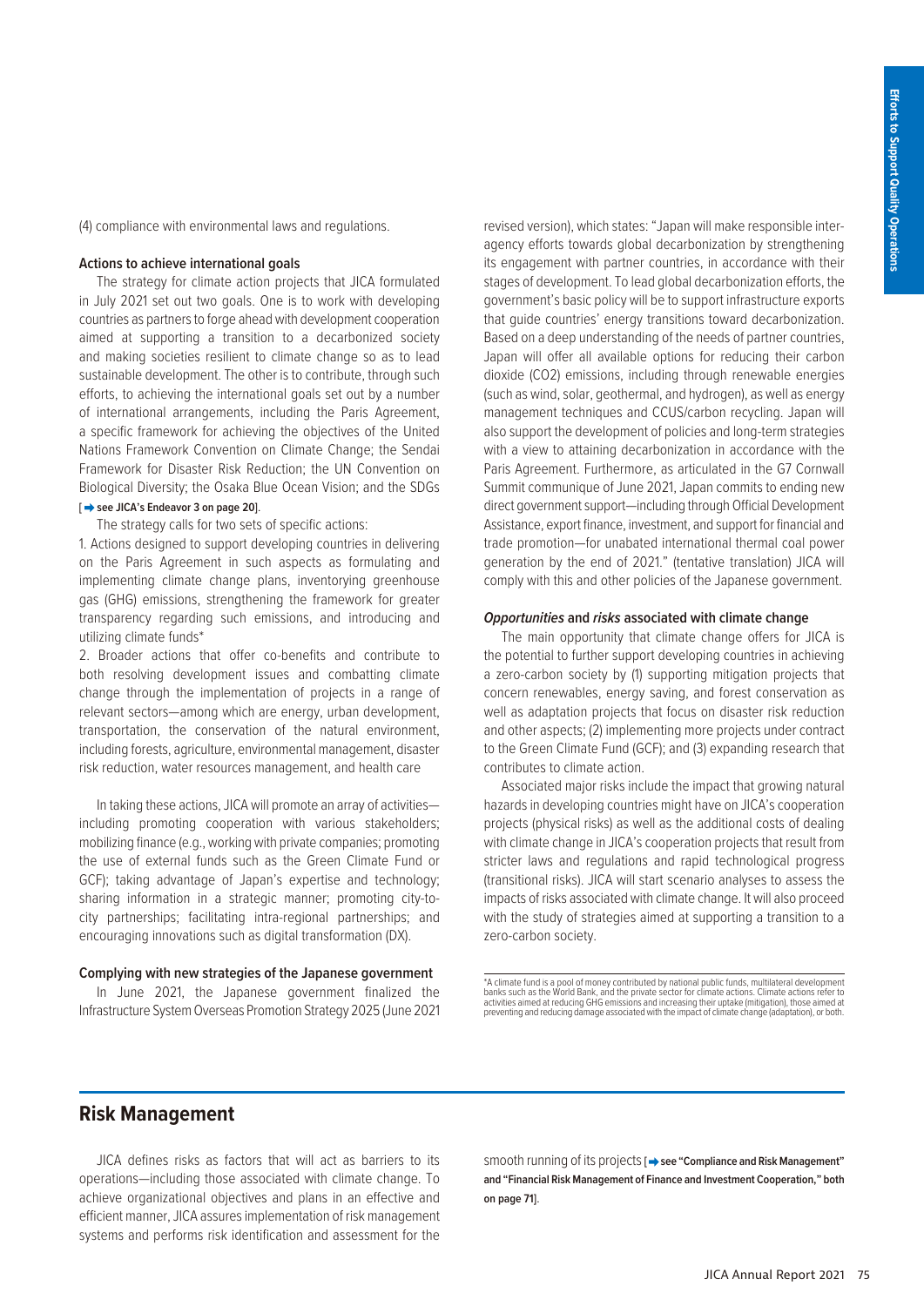(4) compliance with environmental laws and regulations.

**Actions to achieve international goals**

The strategy for climate action projects that JICA formulated in July 2021 set out two goals. One is to work with developing countries as partners to forge ahead with development cooperation aimed at supporting a transition to a decarbonized society and making societies resilient to climate change so as to lead sustainable development. The other is to contribute, through such efforts, to achieving the international goals set out by a number of international arrangements, including the Paris Agreement, a specific framework for achieving the objectives of the United Nations Framework Convention on Climate Change; the Sendai Framework for Disaster Risk Reduction; the UN Convention on Biological Diversity; the Osaka Blue Ocean Vision; and the SDGs [➡ **see JICA's Endeavor 3 on page 20**].

The strategy calls for two sets of specific actions:

1. Actions designed to support developing countries in delivering on the Paris Agreement in such aspects as formulating and implementing climate change plans, inventorying greenhouse gas (GHG) emissions, strengthening the framework for greater transparency regarding such emissions, and introducing and utilizing climate funds*
2. Broader actions that offer co-benefits and contribute to both resolving development issues and combatting climate change through the implementation of projects in a range of relevant sectors—among which are energy, urban development, transportation, the conservation of the natural environment, including forests, agriculture, environmental management, disaster risk reduction, water resources management, and health care

In taking these actions, JICA will promote an array of activities—including promoting cooperation with various stakeholders; mobilizing finance (e.g., working with private companies; promoting the use of external funds such as the Green Climate Fund or GCF); taking advantage of Japan's expertise and technology; sharing information in a strategic manner; promoting city-to-city partnerships; facilitating intra-regional partnerships; and encouraging innovations such as digital transformation (DX).

**Complying with new strategies of the Japanese government**

In June 2021, the Japanese government finalized the Infrastructure System Overseas Promotion Strategy 2025 (June 2021 revised version), which states: "Japan will make responsible inter-agency efforts towards global decarbonization by strengthening its engagement with partner countries, in accordance with their stages of development. To lead global decarbonization efforts, the government's basic policy will be to support infrastructure exports that guide countries' energy transitions toward decarbonization. Based on a deep understanding of the needs of partner countries, Japan will offer all available options for reducing their carbon dioxide ($CO_2$) emissions, including through renewable energies (such as wind, solar, geothermal, and hydrogen), as well as energy management techniques and CCUS/carbon recycling. Japan will also support the development of policies and long-term strategies with a view to attaining decarbonization in accordance with the Paris Agreement. Furthermore, as articulated in the G7 Cornwall Summit communique of June 2021, Japan commits to ending new direct government support—including through Official Development Assistance, export finance, investment, and support for financial and trade promotion—for unabated international thermal coal power generation by the end of 2021." (tentative translation) JICA will comply with this and other policies of the Japanese government.

***Opportunities* and *risks* associated with climate change**

The main opportunity that climate change offers for JICA is the potential to further support developing countries in achieving a zero-carbon society by (1) supporting mitigation projects that concern renewables, energy saving, and forest conservation as well as adaptation projects that focus on disaster risk reduction and other aspects; (2) implementing more projects under contract to the Green Climate Fund (GCF); and (3) expanding research that contributes to climate action.

Associated major risks include the impact that growing natural hazards in developing countries might have on JICA's cooperation projects (physical risks) as well as the additional costs of dealing with climate change in JICA's cooperation projects that result from stricter laws and regulations and rapid technological progress (transitional risks). JICA will start scenario analyses to assess the impacts of risks associated with climate change. It will also proceed with the study of strategies aimed at supporting a transition to a zero-carbon society.

*A climate fund is a pool of money contributed by national public funds, multilateral development banks such as the World Bank, and the private sector for climate actions. Climate actions refer to activities aimed at reducing GHG emissions and increasing their uptake (mitigation), those aimed at preventing and reducing damage associated with the impact of climate change (adaptation), or both.

## Risk Management

JICA defines risks as factors that will act as barriers to its operations—including those associated with climate change. To achieve organizational objectives and plans in an effective and efficient manner, JICA assures implementation of risk management systems and performs risk identification and assessment for the smooth running of its projects [➡ **see "Compliance and Risk Management" and "Financial Risk Management of Finance and Investment Cooperation," both on page 71**].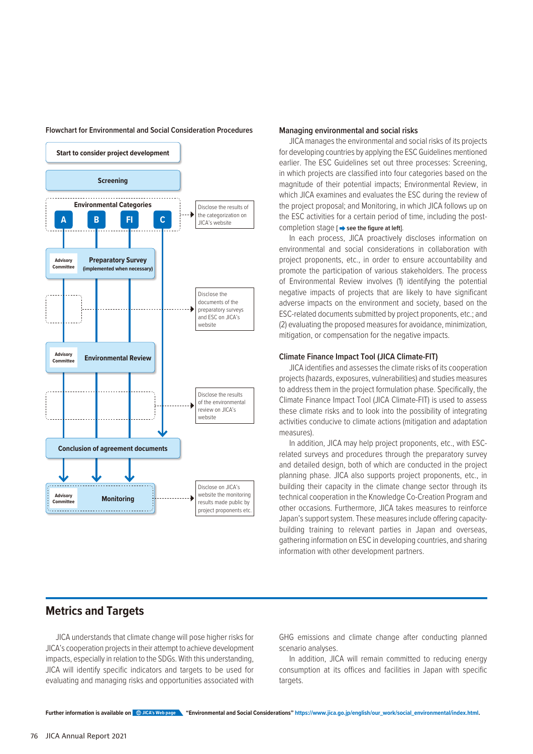**Flowchart for Environmental and Social Consideration Procedures**

Start to consider project development

Screening

Environmental Categories

A B FI C

Disclose the results of the categorization on JICA's website

Advisory Committee

Preparatory Survey (implemented when necessary)

Disclose the documents of the preparatory surveys and ESC on JICA's website

Advisory Committee

Environmental Review

Disclose the results of the environmental review on JICA's website

Conclusion of agreement documents

Advisory Committee

Monitoring

Disclose on JICA's website the monitoring results made public by project proponents etc.

### Managing environmental and social risks

JICA manages the environmental and social risks of its projects for developing countries by applying the ESC Guidelines mentioned earlier. The ESC Guidelines set out three processes: Screening, in which projects are classified into four categories based on the magnitude of their potential impacts; Environmental Review, in which JICA examines and evaluates the ESC during the review of the project proposal; and Monitoring, in which JICA follows up on the ESC activities for a certain period of time, including the post-completion stage [➡ see the figure at left].

In each process, JICA proactively discloses information on environmental and social considerations in collaboration with project proponents, etc., in order to ensure accountability and promote the participation of various stakeholders. The process of Environmental Review involves (1) identifying the potential negative impacts of projects that are likely to have significant adverse impacts on the environment and society, based on the ESC-related documents submitted by project proponents, etc.; and (2) evaluating the proposed measures for avoidance, minimization, mitigation, or compensation for the negative impacts.

### Climate Finance Impact Tool (JICA Climate-FIT)

JICA identifies and assesses the climate risks of its cooperation projects (hazards, exposures, vulnerabilities) and studies measures to address them in the project formulation phase. Specifically, the Climate Finance Impact Tool (JICA Climate-FIT) is used to assess these climate risks and to look into the possibility of integrating activities conducive to climate actions (mitigation and adaptation measures).

In addition, JICA may help project proponents, etc., with ESC-related surveys and procedures through the preparatory survey and detailed design, both of which are conducted in the project planning phase. JICA also supports project proponents, etc., in building their capacity in the climate change sector through its technical cooperation in the Knowledge Co-Creation Program and other occasions. Furthermore, JICA takes measures to reinforce Japan's support system. These measures include offering capacity-building training to relevant parties in Japan and overseas, gathering information on ESC in developing countries, and sharing information with other development partners.

## Metrics and Targets

JICA understands that climate change will pose higher risks for JICA's cooperation projects in their attempt to achieve development impacts, especially in relation to the SDGs. With this understanding, JICA will identify specific indicators and targets to be used for evaluating and managing risks and opportunities associated with GHG emissions and climate change after conducting planned scenario analyses.

In addition, JICA will remain committed to reducing energy consumption at its offices and facilities in Japan with specific targets.

Further information is available on JICA's Web page "Environmental and Social Considerations" https://www.jica.go.jp/english/our_work/social_environmental/index.html.